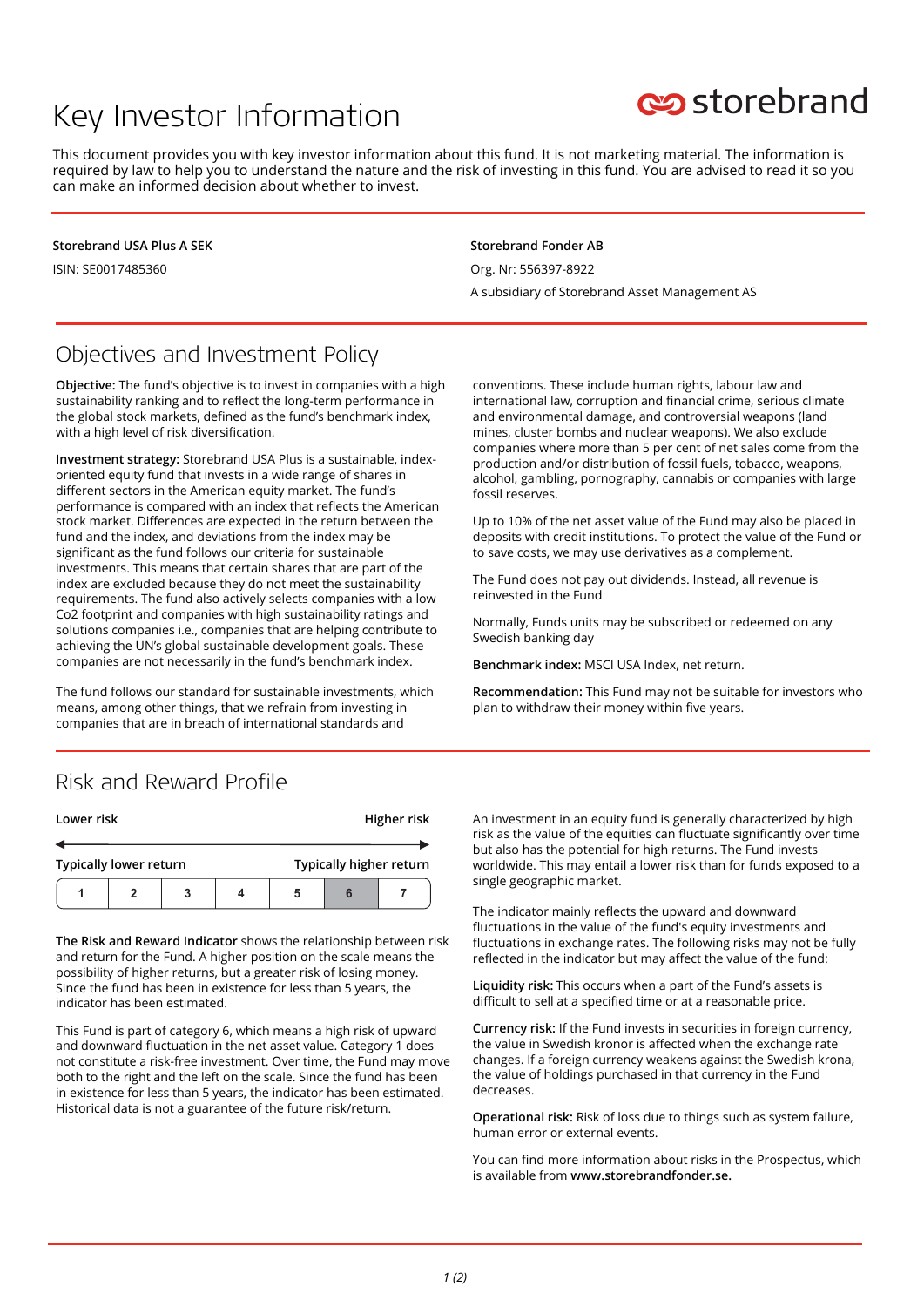# Key Investor Information

storebrand

This document provides you with key investor information about this fund. It is not marketing material. The information is required by law to help you to understand the nature and the risk of investing in this fund. You are advised to read it so you can make an informed decision about whether to invest.

**Storebrand USA Plus A SEK**

ISIN: SE0017485360

**Storebrand Fonder AB**

Org. Nr: 556397-8922

A subsidiary of Storebrand Asset Management AS

## Objectives and Investment Policy

**Objective:** The fund's objective is to invest in companies with a high sustainability ranking and to reflect the long-term performance in the global stock markets, defined as the fund's benchmark index, with a high level of risk diversification.

**Investment strategy:** Storebrand USA Plus is a sustainable, index-oriented equity fund that invests in a wide range of shares in different sectors in the American equity market. The fund's performance is compared with an index that reflects the American stock market. Differences are expected in the return between the fund and the index, and deviations from the index may be significant as the fund follows our criteria for sustainable investments. This means that certain shares that are part of the index are excluded because they do not meet the sustainability requirements. The fund also actively selects companies with a low Co2 footprint and companies with high sustainability ratings and solutions companies i.e., companies that are helping contribute to achieving the UN's global sustainable development goals. These companies are not necessarily in the fund's benchmark index.

The fund follows our standard for sustainable investments, which means, among other things, that we refrain from investing in companies that are in breach of international standards and conventions. These include human rights, labour law and international law, corruption and financial crime, serious climate and environmental damage, and controversial weapons (land mines, cluster bombs and nuclear weapons). We also exclude companies where more than 5 per cent of net sales come from the production and/or distribution of fossil fuels, tobacco, weapons, alcohol, gambling, pornography, cannabis or companies with large fossil reserves.

Up to 10% of the net asset value of the Fund may also be placed in deposits with credit institutions. To protect the value of the Fund or to save costs, we may use derivatives as a complement.

The Fund does not pay out dividends. Instead, all revenue is reinvested in the Fund

Normally, Funds units may be subscribed or redeemed on any Swedish banking day

**Benchmark index:** MSCI USA Index, net return.

**Recommendation:** This Fund may not be suitable for investors who plan to withdraw their money within five years.

## Risk and Reward Profile

| Lower risk | | | | | | Higher risk |
|---|---|---|---|---|---|---|
| Typically lower return | | | | | | Typically higher return |
| 1 | 2 | 3 | 4 | 5 | **6** | 7 |

**The Risk and Reward Indicator** shows the relationship between risk and return for the Fund. A higher position on the scale means the possibility of higher returns, but a greater risk of losing money. Since the fund has been in existence for less than 5 years, the indicator has been estimated.

This Fund is part of category 6, which means a high risk of upward and downward fluctuation in the net asset value. Category 1 does not constitute a risk-free investment. Over time, the Fund may move both to the right and the left on the scale. Since the fund has been in existence for less than 5 years, the indicator has been estimated. Historical data is not a guarantee of the future risk/return.

An investment in an equity fund is generally characterized by high risk as the value of the equities can fluctuate significantly over time but also has the potential for high returns. The Fund invests worldwide. This may entail a lower risk than for funds exposed to a single geographic market.

The indicator mainly reflects the upward and downward fluctuations in the value of the fund's equity investments and fluctuations in exchange rates. The following risks may not be fully reflected in the indicator but may affect the value of the fund:

**Liquidity risk:** This occurs when a part of the Fund's assets is difficult to sell at a specified time or at a reasonable price.

**Currency risk:** If the Fund invests in securities in foreign currency, the value in Swedish kronor is affected when the exchange rate changes. If a foreign currency weakens against the Swedish krona, the value of holdings purchased in that currency in the Fund decreases.

**Operational risk:** Risk of loss due to things such as system failure, human error or external events.

You can find more information about risks in the Prospectus, which is available from **www.storebrandfonder.se.**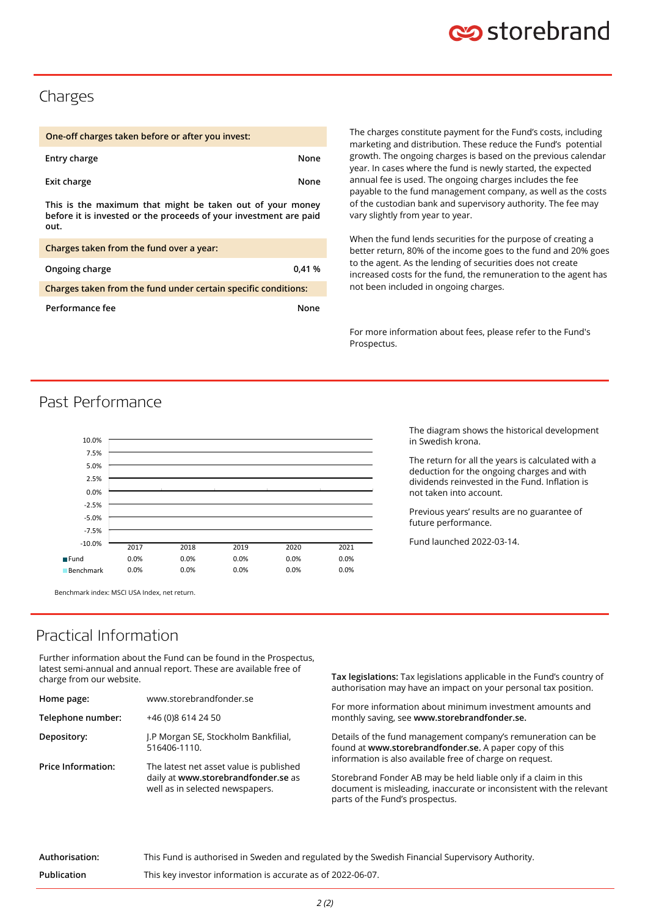## Charges

| One-off charges taken before or after you invest: | |
|---|---|
| **Entry charge** | **None** |
| **Exit charge** | **None** |

**This is the maximum that might be taken out of your money before it is invested or the proceeds of your investment are paid out.**

| Charges taken from the fund over a year: | |
|---|---|
| **Ongoing charge** | **0,41 %** |

| Charges taken from the fund under certain specific conditions: | |
|---|---|
| **Performance fee** | **None** |

The charges constitute payment for the Fund's costs, including marketing and distribution. These reduce the Fund's potential growth. The ongoing charges is based on the previous calendar year. In cases where the fund is newly started, the expected annual fee is used. The ongoing charges includes the fee payable to the fund management company, as well as the costs of the custodian bank and supervisory authority. The fee may vary slightly from year to year.

When the fund lends securities for the purpose of creating a better return, 80% of the income goes to the fund and 20% goes to the agent. As the lending of securities does not create increased costs for the fund, the remuneration to the agent has not been included in ongoing charges.

For more information about fees, please refer to the Fund's Prospectus.

## Past Performance

10.0%
7.5%
5.0%
2.5%
0.0%
-2.5%
-5.0%
-7.5%
-10.0%

2017 2018 2019 2020 2021

Fund 0.0% 0.0% 0.0% 0.0% 0.0%

Benchmark 0.0% 0.0% 0.0% 0.0% 0.0%

Benchmark index: MSCI USA Index, net return.

The diagram shows the historical development in Swedish krona.

The return for all the years is calculated with a deduction for the ongoing charges and with dividends reinvested in the Fund. Inflation is not taken into account.

Previous years' results are no guarantee of future performance.

Fund launched 2022-03-14.

## Practical Information

Further information about the Fund can be found in the Prospectus, latest semi-annual and annual report. These are available free of charge from our website.

| | |
|---|---|
| **Home page:** | www.storebrandfonder.se |
| **Telephone number:** | +46 (0)8 614 24 50 |
| **Depository:** | J.P Morgan SE, Stockholm Bankfilial, 516406-1110. |
| **Price Information:** | The latest net asset value is published daily at **www.storebrandfonder.se** as well as in selected newspapers. |

**Tax legislations:** Tax legislations applicable in the Fund's country of authorisation may have an impact on your personal tax position.

For more information about minimum investment amounts and monthly saving, see **www.storebrandfonder.se.**

Details of the fund management company's remuneration can be found at **www.storebrandfonder.se.** A paper copy of this information is also available free of charge on request.

Storebrand Fonder AB may be held liable only if a claim in this document is misleading, inaccurate or inconsistent with the relevant parts of the Fund's prospectus.

| | |
|---|---|
| **Authorisation:** | This Fund is authorised in Sweden and regulated by the Swedish Financial Supervisory Authority. |
| **Publication** | This key investor information is accurate as of 2022-06-07. |